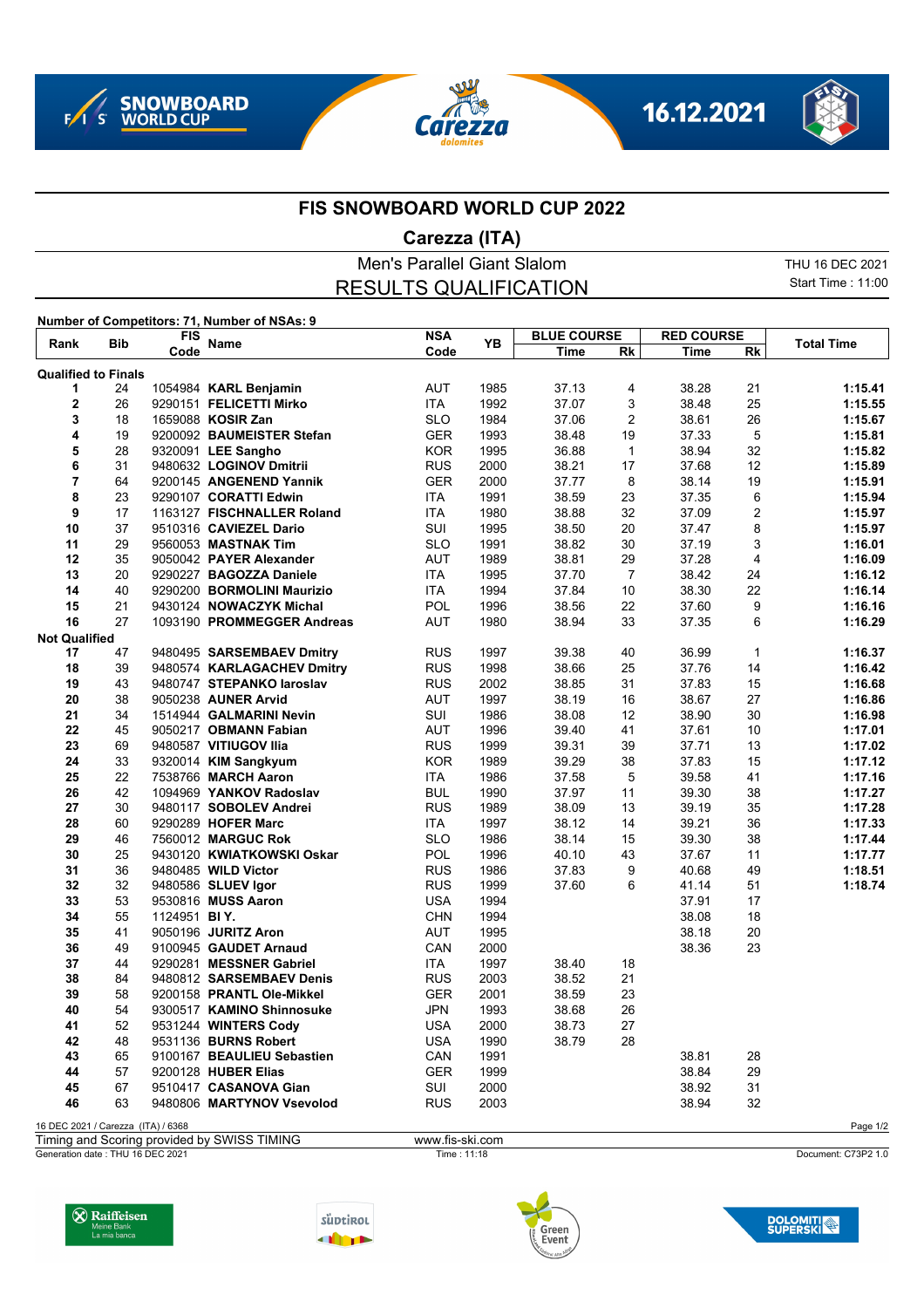# FIS SNOWBOARD WORLD CUP 2022

## Carezza (ITA)

### Men's Parallel Giant Slalom
### RESULTS QUALIFICATION

THU 16 DEC 2021
Start Time : 11:00

**Number of Competitors: 71, Number of NSAs: 9**

| Rank | Bib | FIS Code | Name | NSA Code | YB | BLUE COURSE Time | BLUE COURSE Rk | RED COURSE Time | RED COURSE Rk | Total Time |
|---|---|---|---|---|---|---|---|---|---|---|
| **Qualified to Finals** | | | | | | | | | | |
| 1 | 24 | 1054984 | **KARL Benjamin** | AUT | 1985 | 37.13 | 4 | 38.28 | 21 | **1:15.41** |
| 2 | 26 | 9290151 | **FELICETTI Mirko** | ITA | 1992 | 37.07 | 3 | 38.48 | 25 | **1:15.55** |
| 3 | 18 | 1659088 | **KOSIR Zan** | SLO | 1984 | 37.06 | 2 | 38.61 | 26 | **1:15.67** |
| 4 | 19 | 9200092 | **BAUMEISTER Stefan** | GER | 1993 | 38.48 | 19 | 37.33 | 5 | **1:15.81** |
| 5 | 28 | 9320091 | **LEE Sangho** | KOR | 1995 | 36.88 | 1 | 38.94 | 32 | **1:15.82** |
| 6 | 31 | 9480632 | **LOGINOV Dmitrii** | RUS | 2000 | 38.21 | 17 | 37.68 | 12 | **1:15.89** |
| 7 | 64 | 9200145 | **ANGENEND Yannik** | GER | 2000 | 37.77 | 8 | 38.14 | 19 | **1:15.91** |
| 8 | 23 | 9290107 | **CORATTI Edwin** | ITA | 1991 | 38.59 | 23 | 37.35 | 6 | **1:15.94** |
| 9 | 17 | 1163127 | **FISCHNALLER Roland** | ITA | 1980 | 38.88 | 32 | 37.09 | 2 | **1:15.97** |
| 10 | 37 | 9510316 | **CAVIEZEL Dario** | SUI | 1995 | 38.50 | 20 | 37.47 | 8 | **1:15.97** |
| 11 | 29 | 9560053 | **MASTNAK Tim** | SLO | 1991 | 38.82 | 30 | 37.19 | 3 | **1:16.01** |
| 12 | 35 | 9050042 | **PAYER Alexander** | AUT | 1989 | 38.81 | 29 | 37.28 | 4 | **1:16.09** |
| 13 | 20 | 9290227 | **BAGOZZA Daniele** | ITA | 1995 | 37.70 | 7 | 38.42 | 24 | **1:16.12** |
| 14 | 40 | 9290200 | **BORMOLINI Maurizio** | ITA | 1994 | 37.84 | 10 | 38.30 | 22 | **1:16.14** |
| 15 | 21 | 9430124 | **NOWACZYK Michal** | POL | 1996 | 38.56 | 22 | 37.60 | 9 | **1:16.16** |
| 16 | 27 | 1093190 | **PROMMEGGER Andreas** | AUT | 1980 | 38.94 | 33 | 37.35 | 6 | **1:16.29** |
| **Not Qualified** | | | | | | | | | | |
| 17 | 47 | 9480495 | **SARSEMBAEV Dmitry** | RUS | 1997 | 39.38 | 40 | 36.99 | 1 | **1:16.37** |
| 18 | 39 | 9480574 | **KARLAGACHEV Dmitry** | RUS | 1998 | 38.66 | 25 | 37.76 | 14 | **1:16.42** |
| 19 | 43 | 9480747 | **STEPANKO Iaroslav** | RUS | 2002 | 38.85 | 31 | 37.83 | 15 | **1:16.68** |
| 20 | 38 | 9050238 | **AUNER Arvid** | AUT | 1997 | 38.19 | 16 | 38.67 | 27 | **1:16.86** |
| 21 | 34 | 1514944 | **GALMARINI Nevin** | SUI | 1986 | 38.08 | 12 | 38.90 | 30 | **1:16.98** |
| 22 | 45 | 9050217 | **OBMANN Fabian** | AUT | 1996 | 39.40 | 41 | 37.61 | 10 | **1:17.01** |
| 23 | 69 | 9480587 | **VITIUGOV Ilia** | RUS | 1999 | 39.31 | 39 | 37.71 | 13 | **1:17.02** |
| 24 | 33 | 9320014 | **KIM Sangkyum** | KOR | 1989 | 39.29 | 38 | 37.83 | 15 | **1:17.12** |
| 25 | 22 | 7538766 | **MARCH Aaron** | ITA | 1986 | 37.58 | 5 | 39.58 | 41 | **1:17.16** |
| 26 | 42 | 1094969 | **YANKOV Radoslav** | BUL | 1990 | 37.97 | 11 | 39.30 | 38 | **1:17.27** |
| 27 | 30 | 9480117 | **SOBOLEV Andrei** | RUS | 1989 | 38.09 | 13 | 39.19 | 35 | **1:17.28** |
| 28 | 60 | 9290289 | **HOFER Marc** | ITA | 1997 | 38.12 | 14 | 39.21 | 36 | **1:17.33** |
| 29 | 46 | 7560012 | **MARGUC Rok** | SLO | 1986 | 38.14 | 15 | 39.30 | 38 | **1:17.44** |
| 30 | 25 | 9430120 | **KWIATKOWSKI Oskar** | POL | 1996 | 40.10 | 43 | 37.67 | 11 | **1:17.77** |
| 31 | 36 | 9480485 | **WILD Victor** | RUS | 1986 | 37.83 | 9 | 40.68 | 49 | **1:18.51** |
| 32 | 32 | 9480586 | **SLUEV Igor** | RUS | 1999 | 37.60 | 6 | 41.14 | 51 | **1:18.74** |
| 33 | 53 | 9530816 | **MUSS Aaron** | USA | 1994 | | | 37.91 | 17 | |
| 34 | 55 | 1124951 | **BI Y.** | CHN | 1994 | | | 38.08 | 18 | |
| 35 | 41 | 9050196 | **JURITZ Aron** | AUT | 1995 | | | 38.18 | 20 | |
| 36 | 49 | 9100945 | **GAUDET Arnaud** | CAN | 2000 | | | 38.36 | 23 | |
| 37 | 44 | 9290281 | **MESSNER Gabriel** | ITA | 1997 | 38.40 | 18 | | | |
| 38 | 84 | 9480812 | **SARSEMBAEV Denis** | RUS | 2003 | 38.52 | 21 | | | |
| 39 | 58 | 9200158 | **PRANTL Ole-Mikkel** | GER | 2001 | 38.59 | 23 | | | |
| 40 | 54 | 9300517 | **KAMINO Shinnosuke** | JPN | 1993 | 38.68 | 26 | | | |
| 41 | 52 | 9531244 | **WINTERS Cody** | USA | 2000 | 38.73 | 27 | | | |
| 42 | 48 | 9531136 | **BURNS Robert** | USA | 1990 | 38.79 | 28 | | | |
| 43 | 65 | 9100167 | **BEAULIEU Sebastien** | CAN | 1991 | | | 38.81 | 28 | |
| 44 | 57 | 9200128 | **HUBER Elias** | GER | 1999 | | | 38.84 | 29 | |
| 45 | 67 | 9510417 | **CASANOVA Gian** | SUI | 2000 | | | 38.92 | 31 | |
| 46 | 63 | 9480806 | **MARTYNOV Vsevolod** | RUS | 2003 | | | 38.94 | 32 | |

16 DEC 2021 / Carezza (ITA) / 6368
Timing and Scoring provided by SWISS TIMING — www.fis-ski.com
Generation date : THU 16 DEC 2021 — Time : 11:18 — Document: C73P2 1.0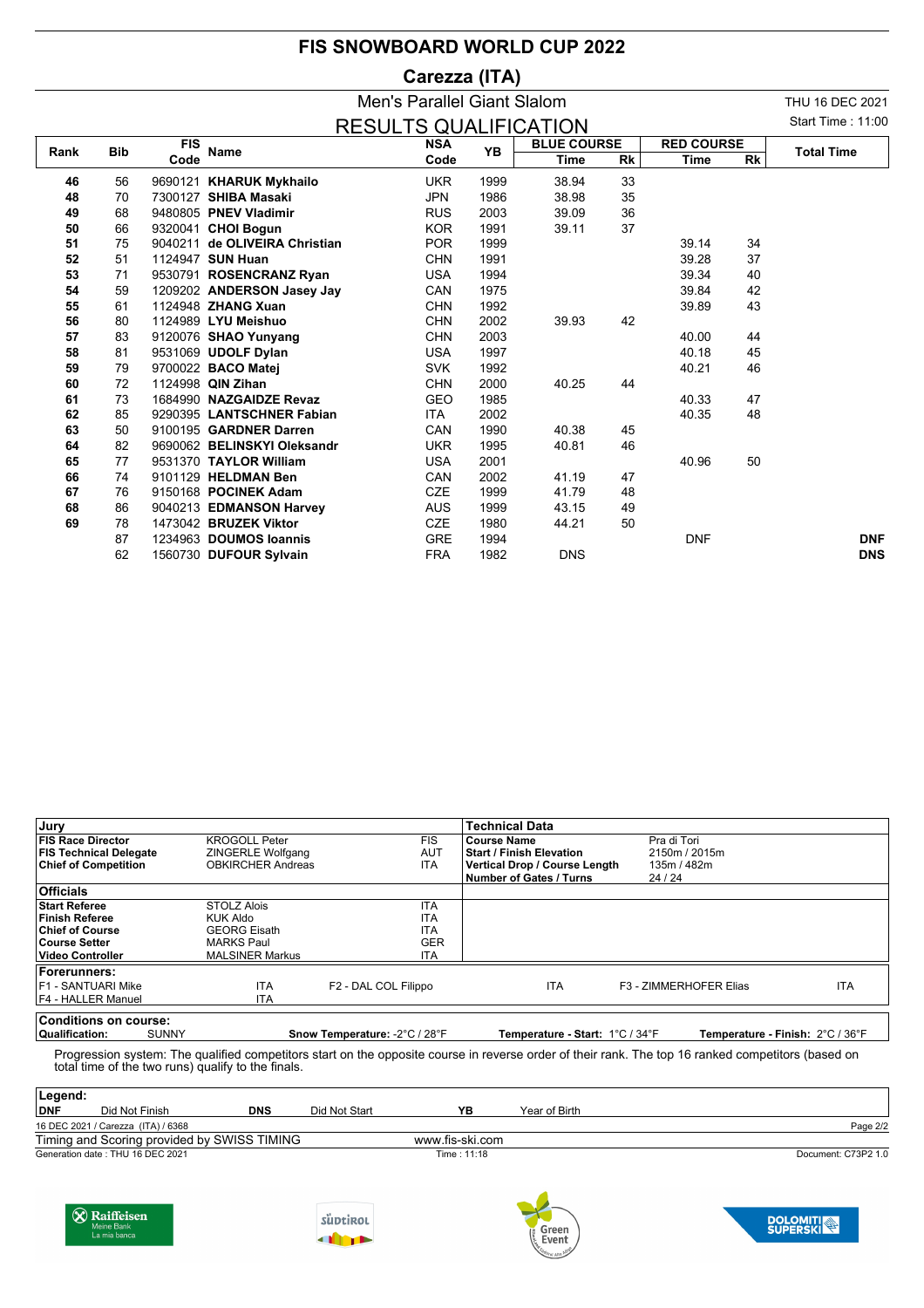# FIS SNOWBOARD WORLD CUP 2022

## Carezza (ITA)

### Men's Parallel Giant Slalom

THU 16 DEC 2021

### RESULTS QUALIFICATION

Start Time : 11:00

| Rank | Bib | FIS Code | Name | NSA Code | YB | BLUE COURSE Time | Rk | RED COURSE Time | Rk | Total Time |
|---|---|---|---|---|---|---|---|---|---|---|
| **46** | 56 | 9690121 | **KHARUK Mykhailo** | UKR | 1999 | 38.94 | 33 | | | |
| **48** | 70 | 7300127 | **SHIBA Masaki** | JPN | 1986 | 38.98 | 35 | | | |
| **49** | 68 | 9480805 | **PNEV Vladimir** | RUS | 2003 | 39.09 | 36 | | | |
| **50** | 66 | 9320041 | **CHOI Bogun** | KOR | 1991 | 39.11 | 37 | | | |
| **51** | 75 | 9040211 | **de OLIVEIRA Christian** | POR | 1999 | | | 39.14 | 34 | |
| **52** | 51 | 1124947 | **SUN Huan** | CHN | 1991 | | | 39.28 | 37 | |
| **53** | 71 | 9530791 | **ROSENCRANZ Ryan** | USA | 1994 | | | 39.34 | 40 | |
| **54** | 59 | 1209202 | **ANDERSON Jasey Jay** | CAN | 1975 | | | 39.84 | 42 | |
| **55** | 61 | 1124948 | **ZHANG Xuan** | CHN | 1992 | | | 39.89 | 43 | |
| **56** | 80 | 1124989 | **LYU Meishuo** | CHN | 2002 | 39.93 | 42 | | | |
| **57** | 83 | 9120076 | **SHAO Yunyang** | CHN | 2003 | | | 40.00 | 44 | |
| **58** | 81 | 9531069 | **UDOLF Dylan** | USA | 1997 | | | 40.18 | 45 | |
| **59** | 79 | 9700022 | **BACO Matej** | SVK | 1992 | | | 40.21 | 46 | |
| **60** | 72 | 1124998 | **QIN Zihan** | CHN | 2000 | 40.25 | 44 | | | |
| **61** | 73 | 1684990 | **NAZGAIDZE Revaz** | GEO | 1985 | | | 40.33 | 47 | |
| **62** | 85 | 9290395 | **LANTSCHNER Fabian** | ITA | 2002 | | | 40.35 | 48 | |
| **63** | 50 | 9100195 | **GARDNER Darren** | CAN | 1990 | 40.38 | 45 | | | |
| **64** | 82 | 9690062 | **BELINSKYI Oleksandr** | UKR | 1995 | 40.81 | 46 | | | |
| **65** | 77 | 9531370 | **TAYLOR William** | USA | 2001 | | | 40.96 | 50 | |
| **66** | 74 | 9101129 | **HELDMAN Ben** | CAN | 2002 | 41.19 | 47 | | | |
| **67** | 76 | 9150168 | **POCINEK Adam** | CZE | 1999 | 41.79 | 48 | | | |
| **68** | 86 | 9040213 | **EDMANSON Harvey** | AUS | 1999 | 43.15 | 49 | | | |
| **69** | 78 | 1473042 | **BRUZEK Viktor** | CZE | 1980 | 44.21 | 50 | | | |
| | 87 | 1234963 | **DOUMOS Ioannis** | GRE | 1994 | | | DNF | | **DNF** |
| | 62 | 1560730 | **DUFOUR Sylvain** | FRA | 1982 | DNS | | | | **DNS** |

| Jury | | | Technical Data | |
|---|---|---|---|---|
| **FIS Race Director** | KROGOLL Peter | FIS | **Course Name** | Pra di Tori |
| **FIS Technical Delegate** | ZINGERLE Wolfgang | AUT | **Start / Finish Elevation** | 2150m / 2015m |
| **Chief of Competition** | OBKIRCHER Andreas | ITA | **Vertical Drop / Course Length** | 135m / 482m |
| | | | **Number of Gates / Turns** | 24 / 24 |
| **Officials** | | | | |
| **Start Referee** | STOLZ Alois | ITA | | |
| **Finish Referee** | KUK Aldo | ITA | | |
| **Chief of Course** | GEORG Eisath | ITA | | |
| **Course Setter** | MARKS Paul | GER | | |
| **Video Controller** | MALSINER Markus | ITA | | |

**Forerunners:**

F1 - SANTUARI Mike ITA | F2 - DAL COL Filippo ITA | F3 - ZIMMERHOFER Elias ITA | F4 - HALLER Manuel ITA

**Conditions on course:**

**Qualification:** SUNNY | **Snow Temperature:** -2°C / 28°F | **Temperature - Start:** 1°C / 34°F | **Temperature - Finish:** 2°C / 36°F

Progression system: The qualified competitors start on the opposite course in reverse order of their rank. The top 16 ranked competitors (based on total time of the two runs) qualify to the finals.

**Legend:**

**DNF** Did Not Finish | **DNS** Did Not Start | **YB** Year of Birth

16 DEC 2021 / Carezza (ITA) / 6368

Timing and Scoring provided by SWISS TIMING — www.fis-ski.com

Generation date : THU 16 DEC 2021 — Time : 11:18 — Document: C73P2 1.0